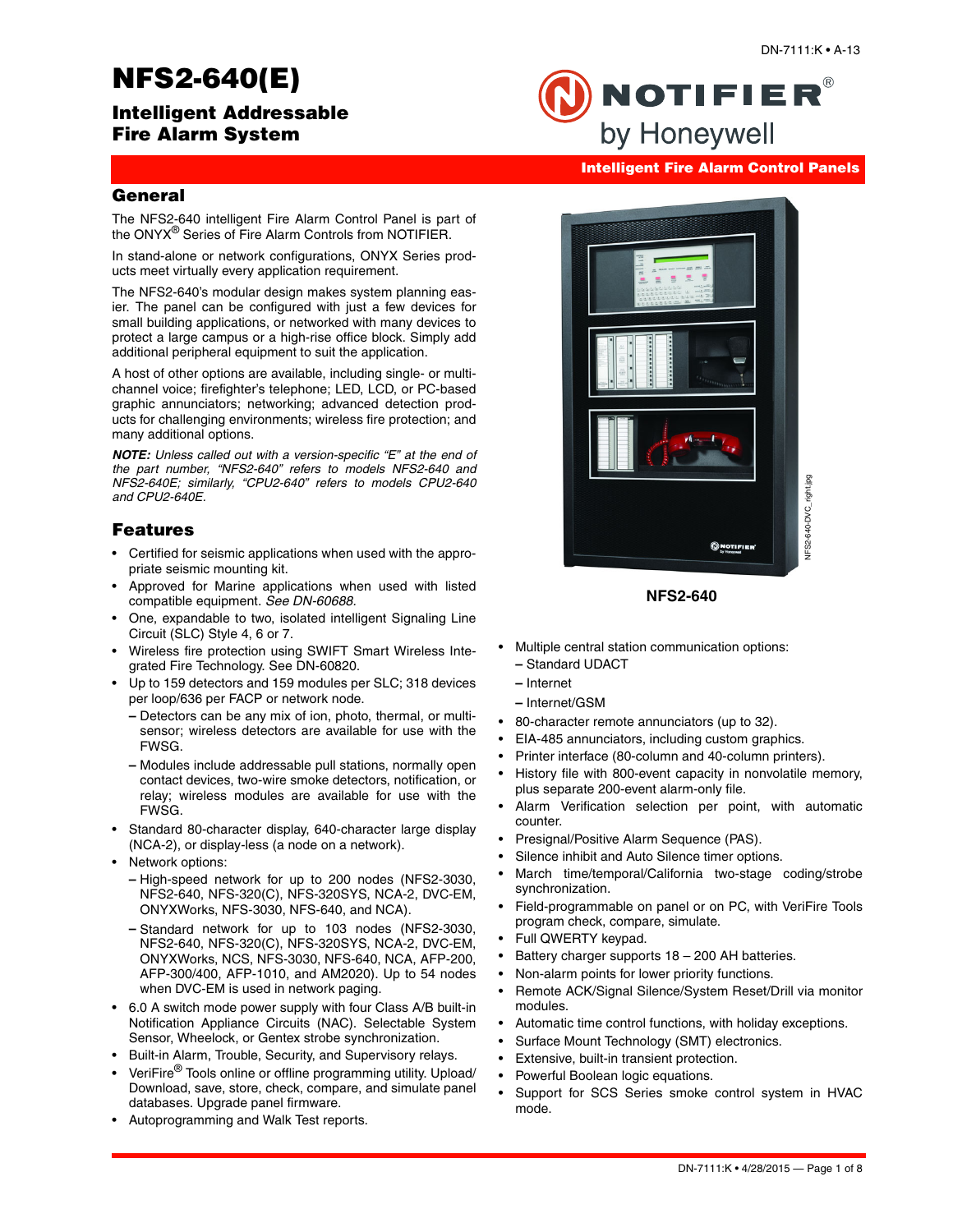# NFS2-640(E)

## Intelligent Addressable Fire Alarm System

NOTIFIER® by Honeywell

Intelligent Fire Alarm Control Panels

## General

The NFS2-640 intelligent Fire Alarm Control Panel is part of the ONYX® Series of Fire Alarm Controls from NOTIFIER.

In stand-alone or network configurations, ONYX Series products meet virtually every application requirement.

The NFS2-640's modular design makes system planning easier. The panel can be configured with just a few devices for small building applications, or networked with many devices to protect a large campus or a high-rise office block. Simply add additional peripheral equipment to suit the application.

A host of other options are available, including single- or multi-channel voice; firefighter's telephone; LED, LCD, or PC-based graphic annunciators; networking; advanced detection products for challenging environments; wireless fire protection; and many additional options.

***NOTE:*** *Unless called out with a version-specific "E" at the end of the part number, "NFS2-640" refers to models NFS2-640 and NFS2-640E; similarly, "CPU2-640" refers to models CPU2-640 and CPU2-640E.*

## Features

- Certified for seismic applications when used with the appropriate seismic mounting kit.
- Approved for Marine applications when used with listed compatible equipment. *See DN-60688.*
- One, expandable to two, isolated intelligent Signaling Line Circuit (SLC) Style 4, 6 or 7.
- Wireless fire protection using SWIFT Smart Wireless Integrated Fire Technology. See DN-60820.
- Up to 159 detectors and 159 modules per SLC; 318 devices per loop/636 per FACP or network node.
  - Detectors can be any mix of ion, photo, thermal, or multi-sensor; wireless detectors are available for use with the FWSG.
  - Modules include addressable pull stations, normally open contact devices, two-wire smoke detectors, notification, or relay; wireless modules are available for use with the FWSG.
- Standard 80-character display, 640-character large display (NCA-2), or display-less (a node on a network).
- Network options:
  - High-speed network for up to 200 nodes (NFS2-3030, NFS2-640, NFS-320(C), NFS-320SYS, NCA-2, DVC-EM, ONYXWorks, NFS-3030, NFS-640, and NCA).
  - Standard network for up to 103 nodes (NFS2-3030, NFS2-640, NFS-320(C), NFS-320SYS, NCA-2, DVC-EM, ONYXWorks, NCS, NFS-3030, NFS-640, NCA, AFP-200, AFP-300/400, AFP-1010, and AM2020). Up to 54 nodes when DVC-EM is used in network paging.
- 6.0 A switch mode power supply with four Class A/B built-in Notification Appliance Circuits (NAC). Selectable System Sensor, Wheelock, or Gentex strobe synchronization.
- Built-in Alarm, Trouble, Security, and Supervisory relays.
- VeriFire® Tools online or offline programming utility. Upload/Download, save, store, check, compare, and simulate panel databases. Upgrade panel firmware.
- Autoprogramming and Walk Test reports.

NFS2-640

- Multiple central station communication options:
  - Standard UDACT
  - Internet
  - Internet/GSM
- 80-character remote annunciators (up to 32).
- EIA-485 annunciators, including custom graphics.
- Printer interface (80-column and 40-column printers).
- History file with 800-event capacity in nonvolatile memory, plus separate 200-event alarm-only file.
- Alarm Verification selection per point, with automatic counter.
- Presignal/Positive Alarm Sequence (PAS).
- Silence inhibit and Auto Silence timer options.
- March time/temporal/California two-stage coding/strobe synchronization.
- Field-programmable on panel or on PC, with VeriFire Tools program check, compare, simulate.
- Full QWERTY keypad.
- Battery charger supports 18 – 200 AH batteries.
- Non-alarm points for lower priority functions.
- Remote ACK/Signal Silence/System Reset/Drill via monitor modules.
- Automatic time control functions, with holiday exceptions.
- Surface Mount Technology (SMT) electronics.
- Extensive, built-in transient protection.
- Powerful Boolean logic equations.
- Support for SCS Series smoke control system in HVAC mode.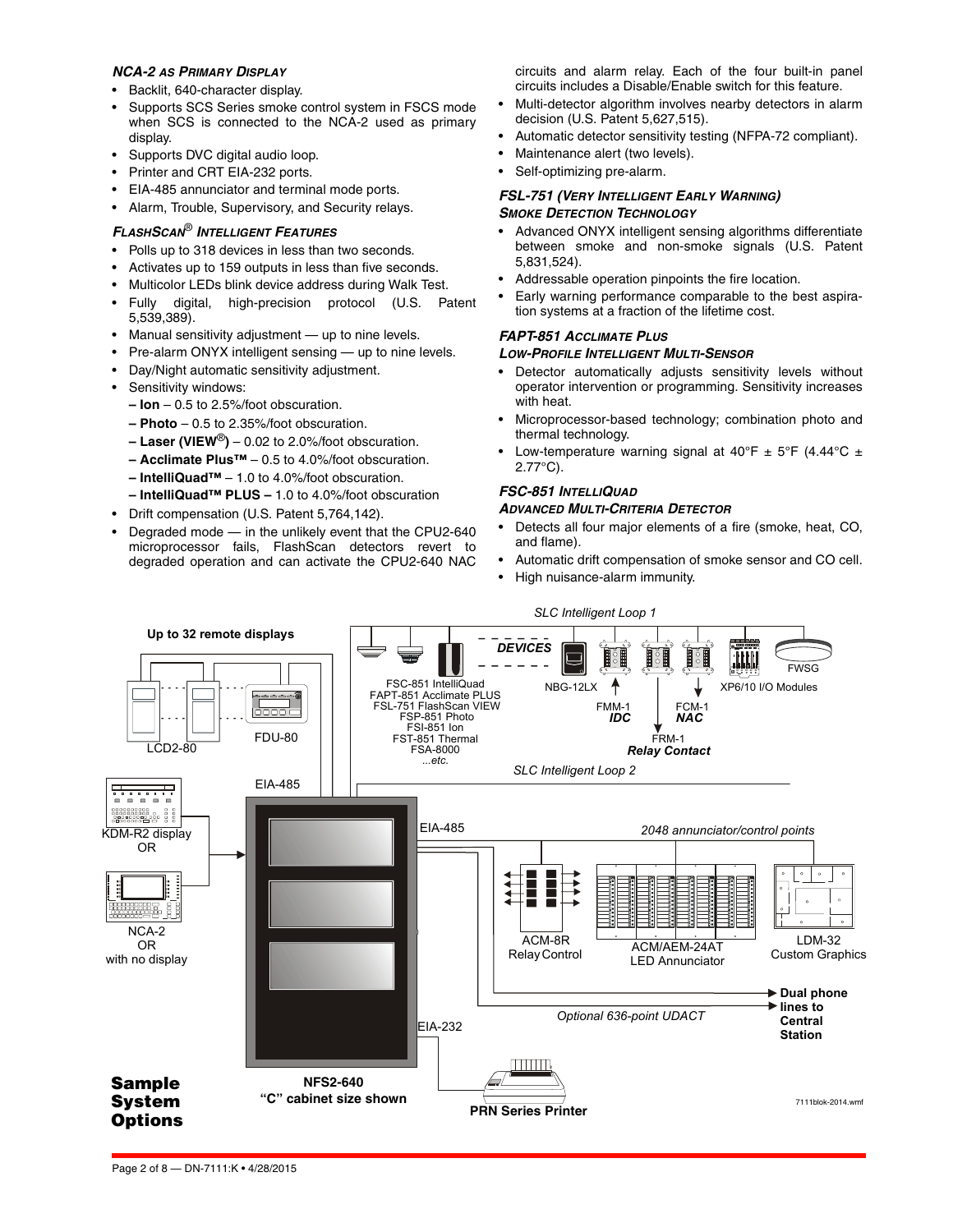### NCA-2 AS PRIMARY DISPLAY

- Backlit, 640-character display.
- Supports SCS Series smoke control system in FSCS mode when SCS is connected to the NCA-2 used as primary display.
- Supports DVC digital audio loop.
- Printer and CRT EIA-232 ports.
- EIA-485 annunciator and terminal mode ports.
- Alarm, Trouble, Supervisory, and Security relays.

### FLASHSCAN® INTELLIGENT FEATURES

- Polls up to 318 devices in less than two seconds.
- Activates up to 159 outputs in less than five seconds.
- Multicolor LEDs blink device address during Walk Test.
- Fully digital, high-precision protocol (U.S. Patent 5,539,389).
- Manual sensitivity adjustment — up to nine levels.
- Pre-alarm ONYX intelligent sensing — up to nine levels.
- Day/Night automatic sensitivity adjustment.
- Sensitivity windows:
  - **– Ion** – 0.5 to 2.5%/foot obscuration.
  - **– Photo** – 0.5 to 2.35%/foot obscuration.
  - **– Laser (VIEW®)** – 0.02 to 2.0%/foot obscuration.
  - **– Acclimate Plus™** – 0.5 to 4.0%/foot obscuration.
  - **– IntelliQuad™** – 1.0 to 4.0%/foot obscuration.
  - **– IntelliQuad™ PLUS –** 1.0 to 4.0%/foot obscuration
- Drift compensation (U.S. Patent 5,764,142).
- Degraded mode — in the unlikely event that the CPU2-640 microprocessor fails, FlashScan detectors revert to degraded operation and can activate the CPU2-640 NAC circuits and alarm relay. Each of the four built-in panel circuits includes a Disable/Enable switch for this feature.
- Multi-detector algorithm involves nearby detectors in alarm decision (U.S. Patent 5,627,515).
- Automatic detector sensitivity testing (NFPA-72 compliant).
- Maintenance alert (two levels).
- Self-optimizing pre-alarm.

### FSL-751 (VERY INTELLIGENT EARLY WARNING) SMOKE DETECTION TECHNOLOGY

- Advanced ONYX intelligent sensing algorithms differentiate between smoke and non-smoke signals (U.S. Patent 5,831,524).
- Addressable operation pinpoints the fire location.
- Early warning performance comparable to the best aspiration systems at a fraction of the lifetime cost.

### FAPT-851 ACCLIMATE PLUS LOW-PROFILE INTELLIGENT MULTI-SENSOR

- Detector automatically adjusts sensitivity levels without operator intervention or programming. Sensitivity increases with heat.
- Microprocessor-based technology; combination photo and thermal technology.
- Low-temperature warning signal at 40°F ± 5°F (4.44°C ± 2.77°C).

### FSC-851 INTELLIQUAD ADVANCED MULTI-CRITERIA DETECTOR

- Detects all four major elements of a fire (smoke, heat, CO, and flame).
- Automatic drift compensation of smoke sensor and CO cell.
- High nuisance-alarm immunity.

SLC Intelligent Loop 1

Up to 32 remote displays

DEVICES

FSC-851 IntelliQuad
FAPT-851 Acclimate PLUS
FSL-751 FlashScan VIEW
FSP-851 Photo
FSI-851 Ion
FST-851 Thermal
FSA-8000
...etc.

NBG-12LX

FMM-1 *IDC*

FCM-1 *NAC*

FRM-1 *Relay Contact*

XP6/10 I/O Modules

FWSG

LCD2-80

FDU-80

SLC Intelligent Loop 2

EIA-485

KDM-R2 display OR

NCA-2 OR with no display

EIA-485

*2048 annunciator/control points*

ACM-8R Relay Control

ACM/AEM-24AT LED Annunciator

LDM-32 Custom Graphics

**Dual phone lines to Central Station**

*Optional 636-point UDACT*

EIA-232

**NFS2-640 "C" cabinet size shown**

**PRN Series Printer**

**Sample System Options**

7111blok-2014.wmf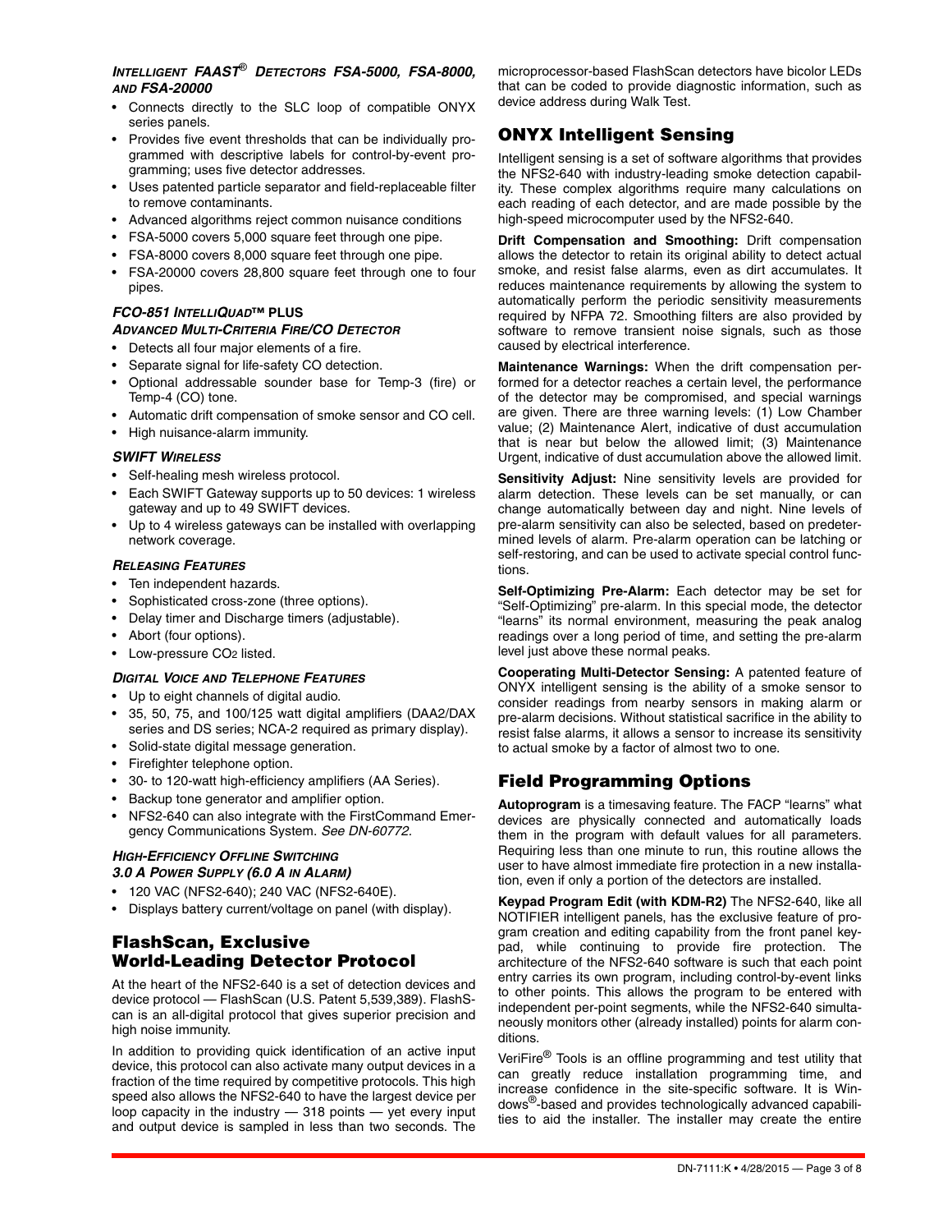#### *Intelligent FAAST® Detectors FSA-5000, FSA-8000, and FSA-20000*

- Connects directly to the SLC loop of compatible ONYX series panels.
- Provides five event thresholds that can be individually programmed with descriptive labels for control-by-event programming; uses five detector addresses.
- Uses patented particle separator and field-replaceable filter to remove contaminants.
- Advanced algorithms reject common nuisance conditions
- FSA-5000 covers 5,000 square feet through one pipe.
- FSA-8000 covers 8,000 square feet through one pipe.
- FSA-20000 covers 28,800 square feet through one to four pipes.

#### *FCO-851 IntelliQuad™ PLUS Advanced Multi-Criteria Fire/CO Detector*

- Detects all four major elements of a fire.
- Separate signal for life-safety CO detection.
- Optional addressable sounder base for Temp-3 (fire) or Temp-4 (CO) tone.
- Automatic drift compensation of smoke sensor and CO cell.
- High nuisance-alarm immunity.

#### *SWIFT Wireless*

- Self-healing mesh wireless protocol.
- Each SWIFT Gateway supports up to 50 devices: 1 wireless gateway and up to 49 SWIFT devices.
- Up to 4 wireless gateways can be installed with overlapping network coverage.

#### *Releasing Features*

- Ten independent hazards.
- Sophisticated cross-zone (three options).
- Delay timer and Discharge timers (adjustable).
- Abort (four options).
- Low-pressure $CO_2$ listed.

#### *Digital Voice and Telephone Features*

- Up to eight channels of digital audio.
- 35, 50, 75, and 100/125 watt digital amplifiers (DAA2/DAX series and DS series; NCA-2 required as primary display).
- Solid-state digital message generation.
- Firefighter telephone option.
- 30- to 120-watt high-efficiency amplifiers (AA Series).
- Backup tone generator and amplifier option.
- NFS2-640 can also integrate with the FirstCommand Emergency Communications System. *See DN-60772.*

#### *High-Efficiency Offline Switching 3.0 A Power Supply (6.0 A in Alarm)*

- 120 VAC (NFS2-640); 240 VAC (NFS2-640E).
- Displays battery current/voltage on panel (with display).

## FlashScan, Exclusive World-Leading Detector Protocol

At the heart of the NFS2-640 is a set of detection devices and device protocol — FlashScan (U.S. Patent 5,539,389). FlashScan is an all-digital protocol that gives superior precision and high noise immunity.

In addition to providing quick identification of an active input device, this protocol can also activate many output devices in a fraction of the time required by competitive protocols. This high speed also allows the NFS2-640 to have the largest device per loop capacity in the industry — 318 points — yet every input and output device is sampled in less than two seconds. The microprocessor-based FlashScan detectors have bicolor LEDs that can be coded to provide diagnostic information, such as device address during Walk Test.

## ONYX Intelligent Sensing

Intelligent sensing is a set of software algorithms that provides the NFS2-640 with industry-leading smoke detection capability. These complex algorithms require many calculations on each reading of each detector, and are made possible by the high-speed microcomputer used by the NFS2-640.

**Drift Compensation and Smoothing:** Drift compensation allows the detector to retain its original ability to detect actual smoke, and resist false alarms, even as dirt accumulates. It reduces maintenance requirements by allowing the system to automatically perform the periodic sensitivity measurements required by NFPA 72. Smoothing filters are also provided by software to remove transient noise signals, such as those caused by electrical interference.

**Maintenance Warnings:** When the drift compensation performed for a detector reaches a certain level, the performance of the detector may be compromised, and special warnings are given. There are three warning levels: (1) Low Chamber value; (2) Maintenance Alert, indicative of dust accumulation that is near but below the allowed limit; (3) Maintenance Urgent, indicative of dust accumulation above the allowed limit.

**Sensitivity Adjust:** Nine sensitivity levels are provided for alarm detection. These levels can be set manually, or can change automatically between day and night. Nine levels of pre-alarm sensitivity can also be selected, based on predetermined levels of alarm. Pre-alarm operation can be latching or self-restoring, and can be used to activate special control functions.

**Self-Optimizing Pre-Alarm:** Each detector may be set for "Self-Optimizing" pre-alarm. In this special mode, the detector "learns" its normal environment, measuring the peak analog readings over a long period of time, and setting the pre-alarm level just above these normal peaks.

**Cooperating Multi-Detector Sensing:** A patented feature of ONYX intelligent sensing is the ability of a smoke sensor to consider readings from nearby sensors in making alarm or pre-alarm decisions. Without statistical sacrifice in the ability to resist false alarms, it allows a sensor to increase its sensitivity to actual smoke by a factor of almost two to one.

## Field Programming Options

**Autoprogram** is a timesaving feature. The FACP "learns" what devices are physically connected and automatically loads them in the program with default values for all parameters. Requiring less than one minute to run, this routine allows the user to have almost immediate fire protection in a new installation, even if only a portion of the detectors are installed.

**Keypad Program Edit (with KDM-R2)** The NFS2-640, like all NOTIFIER intelligent panels, has the exclusive feature of program creation and editing capability from the front panel keypad, while continuing to provide fire protection. The architecture of the NFS2-640 software is such that each point entry carries its own program, including control-by-event links to other points. This allows the program to be entered with independent per-point segments, while the NFS2-640 simultaneously monitors other (already installed) points for alarm conditions.

VeriFire® Tools is an offline programming and test utility that can greatly reduce installation programming time, and increase confidence in the site-specific software. It is Windows®-based and provides technologically advanced capabilities to aid the installer. The installer may create the entire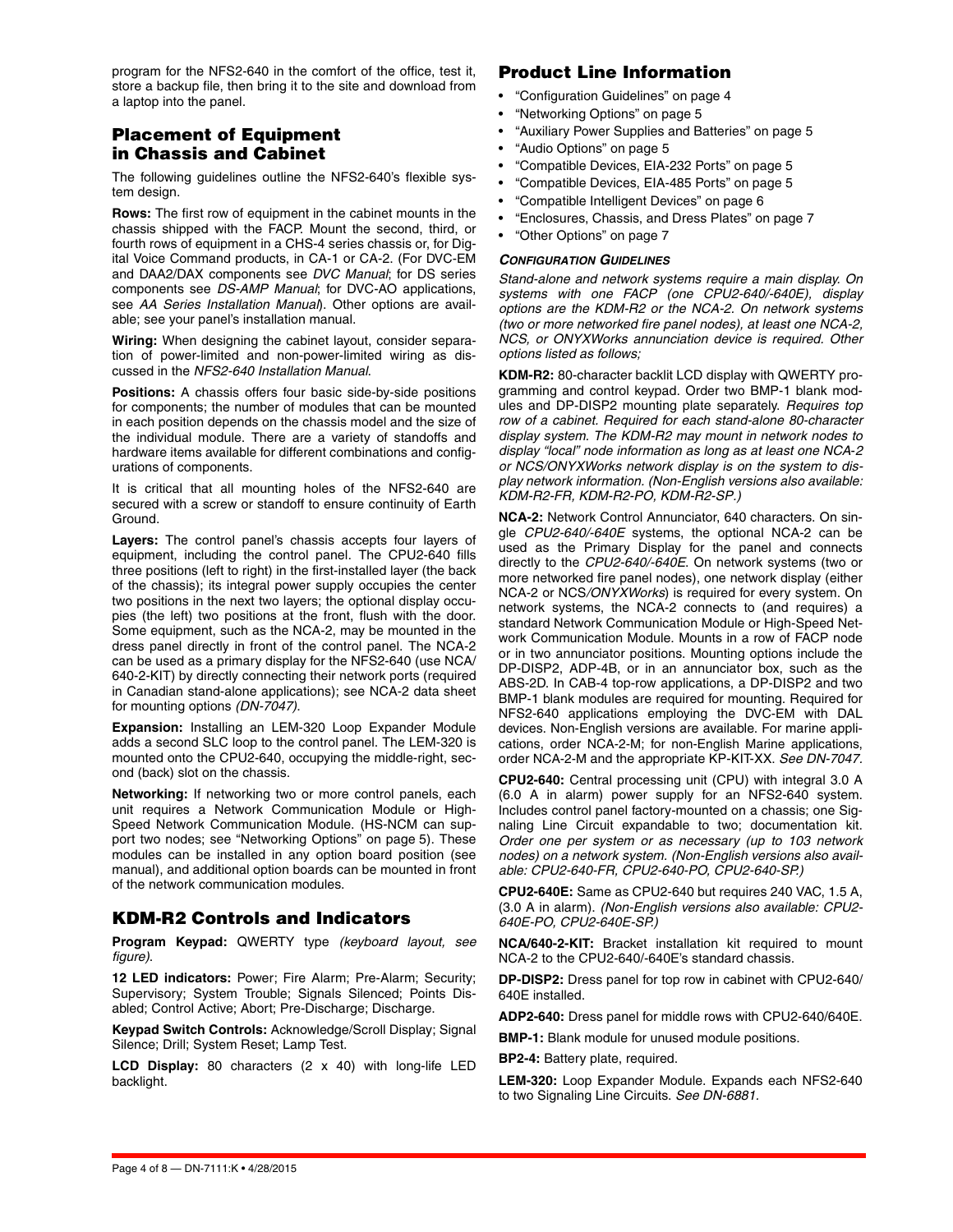program for the NFS2-640 in the comfort of the office, test it, store a backup file, then bring it to the site and download from a laptop into the panel.

## Placement of Equipment in Chassis and Cabinet

The following guidelines outline the NFS2-640's flexible system design.

**Rows:** The first row of equipment in the cabinet mounts in the chassis shipped with the FACP. Mount the second, third, or fourth rows of equipment in a CHS-4 series chassis or, for Digital Voice Command products, in CA-1 or CA-2. (For DVC-EM and DAA2/DAX components see *DVC Manual*; for DS series components see *DS-AMP Manual*; for DVC-AO applications, see *AA Series Installation Manual*). Other options are available; see your panel's installation manual.

**Wiring:** When designing the cabinet layout, consider separation of power-limited and non-power-limited wiring as discussed in the *NFS2-640 Installation Manual.*

**Positions:** A chassis offers four basic side-by-side positions for components; the number of modules that can be mounted in each position depends on the chassis model and the size of the individual module. There are a variety of standoffs and hardware items available for different combinations and configurations of components.

It is critical that all mounting holes of the NFS2-640 are secured with a screw or standoff to ensure continuity of Earth Ground.

**Layers:** The control panel's chassis accepts four layers of equipment, including the control panel. The CPU2-640 fills three positions (left to right) in the first-installed layer (the back of the chassis); its integral power supply occupies the center two positions in the next two layers; the optional display occupies (the left) two positions at the front, flush with the door. Some equipment, such as the NCA-2, may be mounted in the dress panel directly in front of the control panel. The NCA-2 can be used as a primary display for the NFS2-640 (use NCA/640-2-KIT) by directly connecting their network ports (required in Canadian stand-alone applications); see NCA-2 data sheet for mounting options *(DN-7047).*

**Expansion:** Installing an LEM-320 Loop Expander Module adds a second SLC loop to the control panel. The LEM-320 is mounted onto the CPU2-640, occupying the middle-right, second (back) slot on the chassis.

**Networking:** If networking two or more control panels, each unit requires a Network Communication Module or High-Speed Network Communication Module. (HS-NCM can support two nodes; see "Networking Options" on page 5). These modules can be installed in any option board position (see manual), and additional option boards can be mounted in front of the network communication modules.

## KDM-R2 Controls and Indicators

**Program Keypad:** QWERTY type *(keyboard layout, see figure).*

**12 LED indicators:** Power; Fire Alarm; Pre-Alarm; Security; Supervisory; System Trouble; Signals Silenced; Points Disabled; Control Active; Abort; Pre-Discharge; Discharge.

**Keypad Switch Controls:** Acknowledge/Scroll Display; Signal Silence; Drill; System Reset; Lamp Test.

**LCD Display:** 80 characters (2 x 40) with long-life LED backlight.

## Product Line Information

- "Configuration Guidelines" on page 4
- "Networking Options" on page 5
- "Auxiliary Power Supplies and Batteries" on page 5
- "Audio Options" on page 5
- "Compatible Devices, EIA-232 Ports" on page 5
- "Compatible Devices, EIA-485 Ports" on page 5
- "Compatible Intelligent Devices" on page 6
- "Enclosures, Chassis, and Dress Plates" on page 7
- "Other Options" on page 7

### *Configuration Guidelines*

*Stand-alone and network systems require a main display. On systems with one FACP (one CPU2-640/-640E), display options are the KDM-R2 or the NCA-2. On network systems (two or more networked fire panel nodes), at least one NCA-2, NCS, or ONYXWorks annunciation device is required. Other options listed as follows;*

**KDM-R2:** 80-character backlit LCD display with QWERTY programming and control keypad. Order two BMP-1 blank modules and DP-DISP2 mounting plate separately. *Requires top row of a cabinet. Required for each stand-alone 80-character display system. The KDM-R2 may mount in network nodes to display "local" node information as long as at least one NCA-2 or NCS/ONYXWorks network display is on the system to display network information. (Non-English versions also available: KDM-R2-FR, KDM-R2-PO, KDM-R2-SP.)*

**NCA-2:** Network Control Annunciator, 640 characters. On single *CPU2-640/-640E* systems, the optional NCA-2 can be used as the Primary Display for the panel and connects directly to the *CPU2-640/-640E*. On network systems (two or more networked fire panel nodes), one network display (either NCA-2 or NCS*/ONYXWorks*) is required for every system. On network systems, the NCA-2 connects to (and requires) a standard Network Communication Module or High-Speed Network Communication Module. Mounts in a row of FACP node or in two annunciator positions. Mounting options include the DP-DISP2, ADP-4B, or in an annunciator box, such as the ABS-2D. In CAB-4 top-row applications, a DP-DISP2 and two BMP-1 blank modules are required for mounting. Required for NFS2-640 applications employing the DVC-EM with DAL devices. Non-English versions are available. For marine applications, order NCA-2-M; for non-English Marine applications, order NCA-2-M and the appropriate KP-KIT-XX. *See DN-7047.*

**CPU2-640:** Central processing unit (CPU) with integral 3.0 A (6.0 A in alarm) power supply for an NFS2-640 system. Includes control panel factory-mounted on a chassis; one Signaling Line Circuit expandable to two; documentation kit. *Order one per system or as necessary (up to 103 network nodes) on a network system. (Non-English versions also available: CPU2-640-FR, CPU2-640-PO, CPU2-640-SP.)*

**CPU2-640E:** Same as CPU2-640 but requires 240 VAC, 1.5 A, (3.0 A in alarm). *(Non-English versions also available: CPU2-640E-PO, CPU2-640E-SP.)*

**NCA/640-2-KIT:** Bracket installation kit required to mount NCA-2 to the CPU2-640/-640E's standard chassis.

**DP-DISP2:** Dress panel for top row in cabinet with CPU2-640/640E installed.

**ADP2-640:** Dress panel for middle rows with CPU2-640/640E.

**BMP-1:** Blank module for unused module positions.

**BP2-4:** Battery plate, required.

**LEM-320:** Loop Expander Module. Expands each NFS2-640 to two Signaling Line Circuits. *See DN-6881.*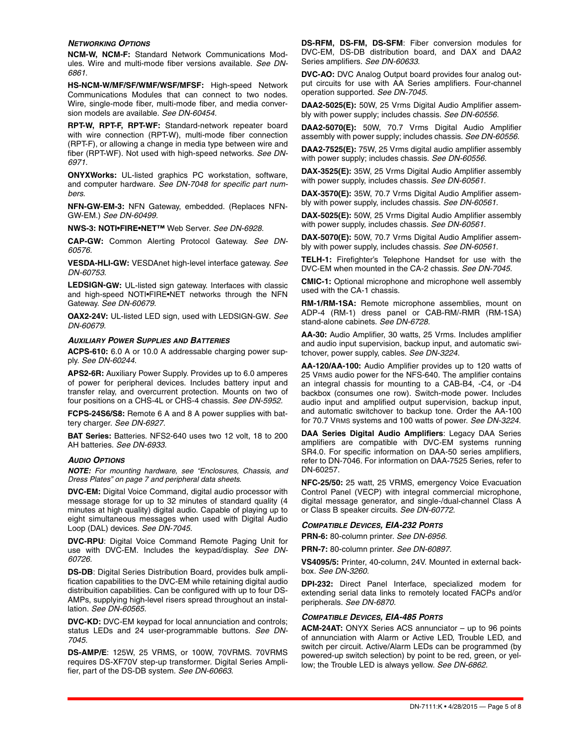### *Networking Options*

**NCM-W, NCM-F:** Standard Network Communications Modules. Wire and multi-mode fiber versions available. *See DN-6861.*

**HS-NCM-W/MF/SF/WMF/WSF/MFSF:** High-speed Network Communications Modules that can connect to two nodes. Wire, single-mode fiber, multi-mode fiber, and media conversion models are available. *See DN-60454.*

**RPT-W, RPT-F, RPT-WF:** Standard-network repeater board with wire connection (RPT-W), multi-mode fiber connection (RPT-F), or allowing a change in media type between wire and fiber (RPT-WF). Not used with high-speed networks. *See DN-6971.*

**ONYXWorks:** UL-listed graphics PC workstation, software, and computer hardware. *See DN-7048 for specific part numbers.*

**NFN-GW-EM-3:** NFN Gateway, embedded. (Replaces NFN-GW-EM.) *See DN-60499.*

**NWS-3: NOTI•FIRE•NET™** Web Server. *See DN-6928.*

**CAP-GW:** Common Alerting Protocol Gateway. *See DN-60576.*

**VESDA-HLI-GW:** VESDAnet high-level interface gateway. *See DN-60753.*

**LEDSIGN-GW:** UL-listed sign gateway. Interfaces with classic and high-speed NOTI•FIRE•NET networks through the NFN Gateway. *See DN-60679.*

**OAX2-24V:** UL-listed LED sign, used with LEDSIGN-GW. *See DN-60679.*

### *Auxiliary Power Supplies and Batteries*

**ACPS-610:** 6.0 A or 10.0 A addressable charging power supply. *See DN-60244.*

**APS2-6R:** Auxiliary Power Supply. Provides up to 6.0 amperes of power for peripheral devices. Includes battery input and transfer relay, and overcurrent protection. Mounts on two of four positions on a CHS-4L or CHS-4 chassis. *See DN-5952.*

**FCPS-24S6/S8:** Remote 6 A and 8 A power supplies with battery charger. *See DN-6927.*

**BAT Series:** Batteries. NFS2-640 uses two 12 volt, 18 to 200 AH batteries. *See DN-6933.*

### *Audio Options*

***NOTE:*** *For mounting hardware, see "Enclosures, Chassis, and Dress Plates" on page 7 and peripheral data sheets.*

**DVC-EM:** Digital Voice Command, digital audio processor with message storage for up to 32 minutes of standard quality (4 minutes at high quality) digital audio. Capable of playing up to eight simultaneous messages when used with Digital Audio Loop (DAL) devices. *See DN-7045.*

**DVC-RPU**: Digital Voice Command Remote Paging Unit for use with DVC-EM. Includes the keypad/display. *See DN-60726.*

**DS-DB**: Digital Series Distribution Board, provides bulk amplification capabilities to the DVC-EM while retaining digital audio distribuition capabilities. Can be configured with up to four DS-AMPs, supplying high-level risers spread throughout an installation. *See DN-60565.*

**DVC-KD:** DVC-EM keypad for local annunciation and controls; status LEDs and 24 user-programmable buttons. *See DN-7045.*

**DS-AMP/E**: 125W, 25 VRMS, or 100W, 70VRMS. 70VRMS requires DS-XF70V step-up transformer. Digital Series Amplifier, part of the DS-DB system. *See DN-60663.*

**DS-RFM, DS-FM, DS-SFM**: Fiber conversion modules for DVC-EM, DS-DB distribution board, and DAX and DAA2 Series amplifiers. *See DN-60633.*

**DVC-AO:** DVC Analog Output board provides four analog output circuits for use with AA Series amplifiers. Four-channel operation supported. *See DN-7045.*

**DAA2-5025(E):** 50W, 25 Vrms Digital Audio Amplifier assembly with power supply; includes chassis. *See DN-60556.*

**DAA2-5070(E):** 50W, 70.7 Vrms Digital Audio Amplifier assembly with power supply; includes chassis. *See DN-60556.*

**DAA2-7525(E):** 75W, 25 Vrms digital audio amplifier assembly with power supply; includes chassis. *See DN-60556.*

**DAX-3525(E):** 35W, 25 Vrms Digital Audio Amplifier assembly with power supply, includes chassis. *See DN-60561.*

**DAX-3570(E):** 35W, 70.7 Vrms Digital Audio Amplifier assembly with power supply, includes chassis. *See DN-60561.*

**DAX-5025(E):** 50W, 25 Vrms Digital Audio Amplifier assembly with power supply, includes chassis. *See DN-60561.*

**DAX-5070(E):** 50W, 70.7 Vrms Digital Audio Amplifier assembly with power supply, includes chassis. *See DN-60561.*

**TELH-1:** Firefighter's Telephone Handset for use with the DVC-EM when mounted in the CA-2 chassis. *See DN-7045.*

**CMIC-1:** Optional microphone and microphone well assembly used with the CA-1 chassis.

**RM-1/RM-1SA:** Remote microphone assemblies, mount on ADP-4 (RM-1) dress panel or CAB-RM/-RMR (RM-1SA) stand-alone cabinets. *See DN-6728.*

**AA-30:** Audio Amplifier, 30 watts, 25 Vrms. Includes amplifier and audio input supervision, backup input, and automatic switchover, power supply, cables. *See DN-3224.*

**AA-120/AA-100:** Audio Amplifier provides up to 120 watts of 25 VRMS audio power for the NFS-640. The amplifier contains an integral chassis for mounting to a CAB-B4, -C4, or -D4 backbox (consumes one row). Switch-mode power. Includes audio input and amplified output supervision, backup input, and automatic switchover to backup tone. Order the AA-100 for 70.7 VRMS systems and 100 watts of power. *See DN-3224.*

**DAA Series Digital Audio Amplifiers**: Legacy DAA Series amplifiers are compatible with DVC-EM systems running SR4.0. For specific information on DAA-50 series amplifiers, refer to DN-7046. For information on DAA-7525 Series, refer to DN-60257.

**NFC-25/50:** 25 watt, 25 VRMS, emergency Voice Evacuation Control Panel (VECP) with integral commercial microphone, digital message generator, and single-/dual-channel Class A or Class B speaker circuits. *See DN-60772.*

### *Compatible Devices, EIA-232 Ports*

**PRN-6:** 80-column printer. *See DN-6956.*

**PRN-7:** 80-column printer. *See DN-60897.*

**VS4095/5:** Printer, 40-column, 24V. Mounted in external backbox. *See DN-3260.*

**DPI-232:** Direct Panel Interface, specialized modem for extending serial data links to remotely located FACPs and/or peripherals. *See DN-6870.*

### *Compatible Devices, EIA-485 Ports*

**ACM-24AT:** ONYX Series ACS annunciator – up to 96 points of annunciation with Alarm or Active LED, Trouble LED, and switch per circuit. Active/Alarm LEDs can be programmed (by powered-up switch selection) by point to be red, green, or yellow; the Trouble LED is always yellow. *See DN-6862.*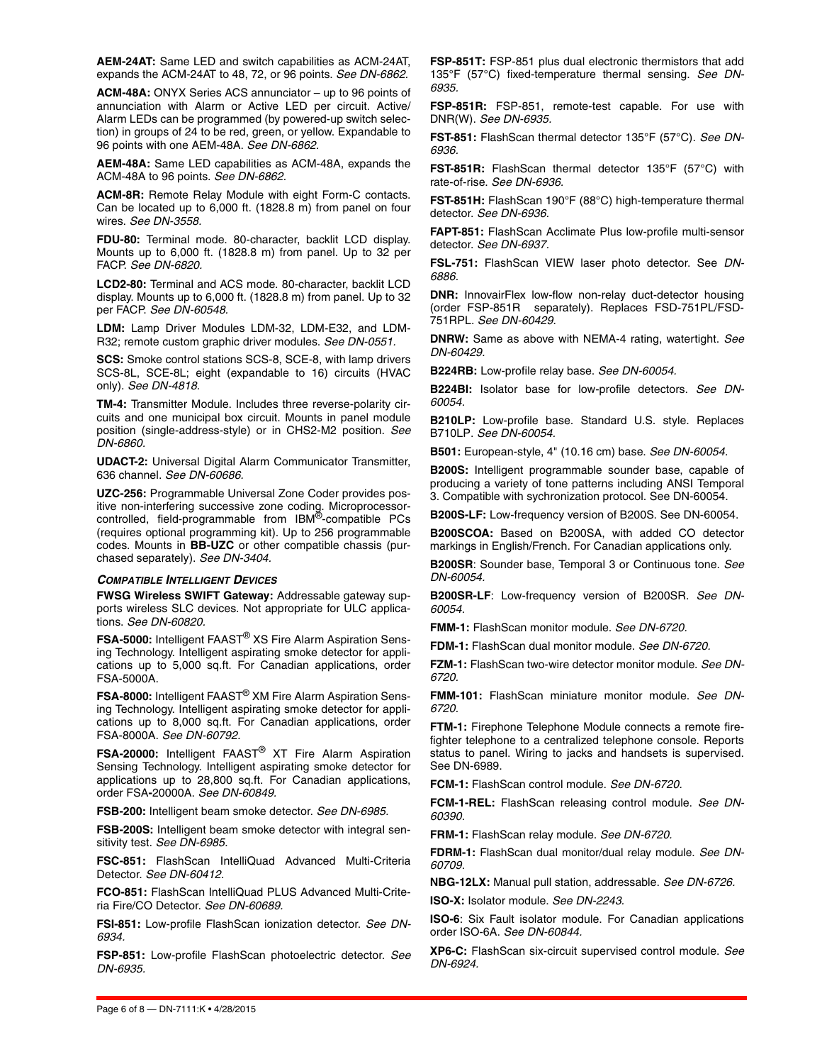**AEM-24AT:** Same LED and switch capabilities as ACM-24AT, expands the ACM-24AT to 48, 72, or 96 points. *See DN-6862.*

**ACM-48A:** ONYX Series ACS annunciator – up to 96 points of annunciation with Alarm or Active LED per circuit. Active/ Alarm LEDs can be programmed (by powered-up switch selection) in groups of 24 to be red, green, or yellow. Expandable to 96 points with one AEM-48A. *See DN-6862.*

**AEM-48A:** Same LED capabilities as ACM-48A, expands the ACM-48A to 96 points. *See DN-6862.*

**ACM-8R:** Remote Relay Module with eight Form-C contacts. Can be located up to 6,000 ft. (1828.8 m) from panel on four wires. *See DN-3558.*

**FDU-80:** Terminal mode. 80-character, backlit LCD display. Mounts up to 6,000 ft. (1828.8 m) from panel. Up to 32 per FACP. *See DN-6820.*

**LCD2-80:** Terminal and ACS mode. 80-character, backlit LCD display. Mounts up to 6,000 ft. (1828.8 m) from panel. Up to 32 per FACP. *See DN-60548.*

**LDM:** Lamp Driver Modules LDM-32, LDM-E32, and LDM-R32; remote custom graphic driver modules. *See DN-0551.*

**SCS:** Smoke control stations SCS-8, SCE-8, with lamp drivers SCS-8L, SCE-8L; eight (expandable to 16) circuits (HVAC only). *See DN-4818.*

**TM-4:** Transmitter Module. Includes three reverse-polarity circuits and one municipal box circuit. Mounts in panel module position (single-address-style) or in CHS2-M2 position. *See DN-6860.*

**UDACT-2:** Universal Digital Alarm Communicator Transmitter, 636 channel. *See DN-60686.*

**UZC-256:** Programmable Universal Zone Coder provides positive non-interfering successive zone coding. Microprocessor-controlled, field-programmable from IBM®-compatible PCs (requires optional programming kit). Up to 256 programmable codes. Mounts in **BB-UZC** or other compatible chassis (purchased separately). *See DN-3404.*

### *Compatible Intelligent Devices*

**FWSG Wireless SWIFT Gateway:** Addressable gateway supports wireless SLC devices. Not appropriate for ULC applications. *See DN-60820.*

**FSA-5000:** Intelligent FAAST® XS Fire Alarm Aspiration Sensing Technology. Intelligent aspirating smoke detector for applications up to 5,000 sq.ft. For Canadian applications, order FSA-5000A.

**FSA-8000:** Intelligent FAAST® XM Fire Alarm Aspiration Sensing Technology. Intelligent aspirating smoke detector for applications up to 8,000 sq.ft. For Canadian applications, order FSA-8000A. *See DN-60792.*

**FSA-20000:** Intelligent FAAST® XT Fire Alarm Aspiration Sensing Technology. Intelligent aspirating smoke detector for applications up to 28,800 sq.ft. For Canadian applications, order FSA-20000A. *See DN-60849.*

**FSB-200:** Intelligent beam smoke detector. *See DN-6985.*

**FSB-200S:** Intelligent beam smoke detector with integral sensitivity test. *See DN-6985.*

**FSC-851:** FlashScan IntelliQuad Advanced Multi-Criteria Detector. *See DN-60412.*

**FCO-851:** FlashScan IntelliQuad PLUS Advanced Multi-Criteria Fire/CO Detector. *See DN-60689.*

**FSI-851:** Low-profile FlashScan ionization detector. *See DN-6934.*

**FSP-851:** Low-profile FlashScan photoelectric detector. *See DN-6935.*

**FSP-851T:** FSP-851 plus dual electronic thermistors that add 135°F (57°C) fixed-temperature thermal sensing. *See DN-6935.*

**FSP-851R:** FSP-851, remote-test capable. For use with DNR(W). *See DN-6935.*

**FST-851:** FlashScan thermal detector 135°F (57°C). *See DN-6936.*

**FST-851R:** FlashScan thermal detector 135°F (57°C) with rate-of-rise. *See DN-6936.*

**FST-851H:** FlashScan 190°F (88°C) high-temperature thermal detector. *See DN-6936.*

**FAPT-851:** FlashScan Acclimate Plus low-profile multi-sensor detector. *See DN-6937.*

**FSL-751:** FlashScan VIEW laser photo detector. See *DN-6886.*

**DNR:** InnovairFlex low-flow non-relay duct-detector housing (order FSP-851R separately). Replaces FSD-751PL/FSD-751RPL. *See DN-60429.*

**DNRW:** Same as above with NEMA-4 rating, watertight. *See DN-60429.*

**B224RB:** Low-profile relay base. *See DN-60054.*

**B224BI:** Isolator base for low-profile detectors. *See DN-60054.*

**B210LP:** Low-profile base. Standard U.S. style. Replaces B710LP. *See DN-60054.*

**B501:** European-style, 4" (10.16 cm) base. *See DN-60054.*

**B200S:** Intelligent programmable sounder base, capable of producing a variety of tone patterns including ANSI Temporal 3. Compatible with sychronization protocol. See DN-60054.

**B200S-LF:** Low-frequency version of B200S. See DN-60054.

**B200SCOA:** Based on B200SA, with added CO detector markings in English/French. For Canadian applications only.

**B200SR**: Sounder base, Temporal 3 or Continuous tone. *See DN-60054.*

**B200SR-LF**: Low-frequency version of B200SR. *See DN-60054.*

**FMM-1:** FlashScan monitor module. *See DN-6720.*

**FDM-1:** FlashScan dual monitor module. *See DN-6720.*

**FZM-1:** FlashScan two-wire detector monitor module. *See DN-6720.*

**FMM-101:** FlashScan miniature monitor module. *See DN-6720.*

**FTM-1:** Firephone Telephone Module connects a remote firefighter telephone to a centralized telephone console. Reports status to panel. Wiring to jacks and handsets is supervised. See DN-6989.

**FCM-1:** FlashScan control module. *See DN-6720.*

**FCM-1-REL:** FlashScan releasing control module. *See DN-60390.*

**FRM-1:** FlashScan relay module. *See DN-6720.*

**FDRM-1:** FlashScan dual monitor/dual relay module. *See DN-60709.*

**NBG-12LX:** Manual pull station, addressable. *See DN-6726.*

**ISO-X:** Isolator module. *See DN-2243.*

**ISO-6**: Six Fault isolator module. For Canadian applications order ISO-6A. *See DN-60844.*

**XP6-C:** FlashScan six-circuit supervised control module. *See DN-6924.*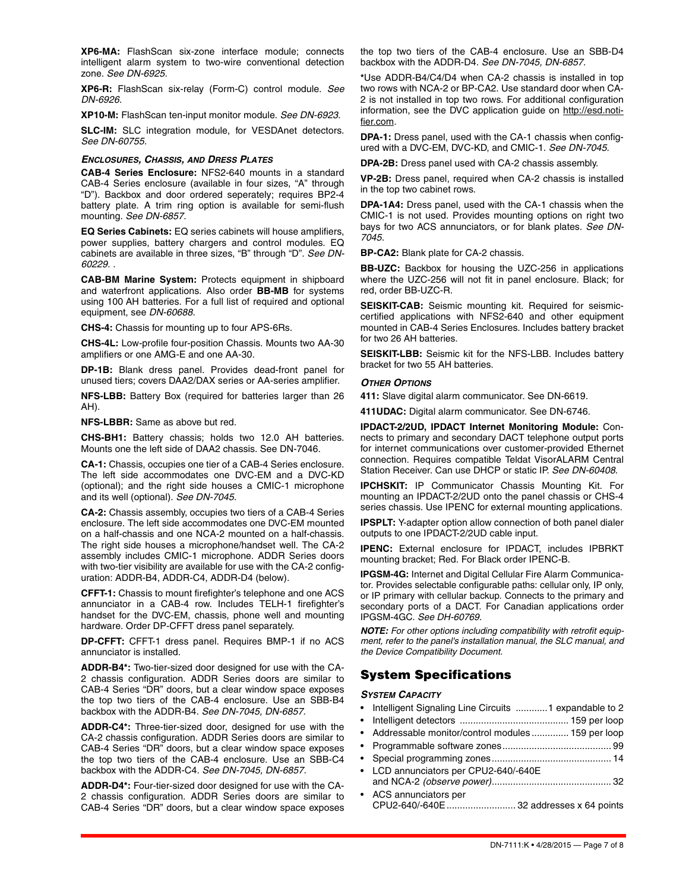**XP6-MA:** FlashScan six-zone interface module; connects intelligent alarm system to two-wire conventional detection zone. *See DN-6925.*

**XP6-R:** FlashScan six-relay (Form-C) control module. *See DN-6926.*

**XP10-M:** FlashScan ten-input monitor module. *See DN-6923.*

**SLC-IM:** SLC integration module, for VESDAnet detectors. *See DN-60755.*

#### *ENCLOSURES, CHASSIS, AND DRESS PLATES*

**CAB-4 Series Enclosure:** NFS2-640 mounts in a standard CAB-4 Series enclosure (available in four sizes, "A" through "D"). Backbox and door ordered seperately; requires BP2-4 battery plate. A trim ring option is available for semi-flush mounting. *See DN-6857.*

**EQ Series Cabinets:** EQ series cabinets will house amplifiers, power supplies, battery chargers and control modules. EQ cabinets are available in three sizes, "B" through "D". *See DN-60229.* .

**CAB-BM Marine System:** Protects equipment in shipboard and waterfront applications. Also order **BB-MB** for systems using 100 AH batteries. For a full list of required and optional equipment, see *DN-60688.*

**CHS-4:** Chassis for mounting up to four APS-6Rs.

**CHS-4L:** Low-profile four-position Chassis. Mounts two AA-30 amplifiers or one AMG-E and one AA-30.

**DP-1B:** Blank dress panel. Provides dead-front panel for unused tiers; covers DAA2/DAX series or AA-series amplifier.

**NFS-LBB:** Battery Box (required for batteries larger than 26 AH).

**NFS-LBBR:** Same as above but red.

**CHS-BH1:** Battery chassis; holds two 12.0 AH batteries. Mounts one the left side of DAA2 chassis. See DN-7046.

**CA-1:** Chassis, occupies one tier of a CAB-4 Series enclosure. The left side accommodates one DVC-EM and a DVC-KD (optional); and the right side houses a CMIC-1 microphone and its well (optional). *See DN-7045.*

**CA-2:** Chassis assembly, occupies two tiers of a CAB-4 Series enclosure. The left side accommodates one DVC-EM mounted on a half-chassis and one NCA-2 mounted on a half-chassis. The right side houses a microphone/handset well. The CA-2 assembly includes CMIC-1 microphone. ADDR Series doors with two-tier visibility are available for use with the CA-2 configuration: ADDR-B4, ADDR-C4, ADDR-D4 (below).

**CFFT-1:** Chassis to mount firefighter's telephone and one ACS annunciator in a CAB-4 row. Includes TELH-1 firefighter's handset for the DVC-EM, chassis, phone well and mounting hardware. Order DP-CFFT dress panel separately.

**DP-CFFT:** CFFT-1 dress panel. Requires BMP-1 if no ACS annunciator is installed.

**ADDR-B4*:** Two-tier-sized door designed for use with the CA-2 chassis configuration. ADDR Series doors are similar to CAB-4 Series "DR" doors, but a clear window space exposes the top two tiers of the CAB-4 enclosure. Use an SBB-B4 backbox with the ADDR-B4. *See DN-7045, DN-6857.*

**ADDR-C4*:** Three-tier-sized door, designed for use with the CA-2 chassis configuration. ADDR Series doors are similar to CAB-4 Series "DR" doors, but a clear window space exposes the top two tiers of the CAB-4 enclosure. Use an SBB-C4 backbox with the ADDR-C4. *See DN-7045, DN-6857.*

**ADDR-D4*:** Four-tier-sized door designed for use with the CA-2 chassis configuration. ADDR Series doors are similar to CAB-4 Series "DR" doors, but a clear window space exposes the top two tiers of the CAB-4 enclosure. Use an SBB-D4 backbox with the ADDR-D4. *See DN-7045, DN-6857.*

***Use ADDR-B4/C4/D4 when CA-2 chassis is installed in top two rows with NCA-2 or BP-CA2. Use standard door when CA-2 is not installed in top two rows. For additional configuration information, see the DVC application guide on http://esd.notifier.com.**

**DPA-1:** Dress panel, used with the CA-1 chassis when configured with a DVC-EM, DVC-KD, and CMIC-1. *See DN-7045.*

**DPA-2B:** Dress panel used with CA-2 chassis assembly.

**VP-2B:** Dress panel, required when CA-2 chassis is installed in the top two cabinet rows.

**DPA-1A4:** Dress panel, used with the CA-1 chassis when the CMIC-1 is not used. Provides mounting options on right two bays for two ACS annunciators, or for blank plates. *See DN-7045.*

**BP-CA2:** Blank plate for CA-2 chassis.

**BB-UZC:** Backbox for housing the UZC-256 in applications where the UZC-256 will not fit in panel enclosure. Black; for red, order BB-UZC-R.

**SEISKIT-CAB:** Seismic mounting kit. Required for seismic-certified applications with NFS2-640 and other equipment mounted in CAB-4 Series Enclosures. Includes battery bracket for two 26 AH batteries.

**SEISKIT-LBB:** Seismic kit for the NFS-LBB. Includes battery bracket for two 55 AH batteries.

#### *OTHER OPTIONS*

**411:** Slave digital alarm communicator. See DN-6619.

**411UDAC:** Digital alarm communicator. See DN-6746.

**IPDACT-2/2UD, IPDACT Internet Monitoring Module:** Connects to primary and secondary DACT telephone output ports for internet communications over customer-provided Ethernet connection. Requires compatible Teldat VisorALARM Central Station Receiver. Can use DHCP or static IP. *See DN-60408.*

**IPCHSKIT:** IP Communicator Chassis Mounting Kit. For mounting an IPDACT-2/2UD onto the panel chassis or CHS-4 series chassis. Use IPENC for external mounting applications.

**IPSPLT:** Y-adapter option allow connection of both panel dialer outputs to one IPDACT-2/2UD cable input.

**IPENC:** External enclosure for IPDACT, includes IPBRKT mounting bracket; Red. For Black order IPENC-B.

**IPGSM-4G:** Internet and Digital Cellular Fire Alarm Communicator. Provides selectable configurable paths: cellular only, IP only, or IP primary with cellular backup. Connects to the primary and secondary ports of a DACT. For Canadian applications order IPGSM-4GC. *See DH-60769.*

***NOTE:** For other options including compatibility with retrofit equipment, refer to the panel's installation manual, the SLC manual, and the Device Compatibility Document.*

## System Specifications

#### *SYSTEM CAPACITY*

- Intelligent Signaling Line Circuits ............1 expandable to 2
- Intelligent detectors ........................................ 159 per loop
- Addressable monitor/control modules ............. 159 per loop
- Programmable software zones........................................ 99
- Special programming zones............................................ 14
- LCD annunciators per CPU2-640/-640E and NCA-2 *(observe power)*............................................ 32
- ACS annunciators per CPU2-640/-640E.......................... 32 addresses x 64 points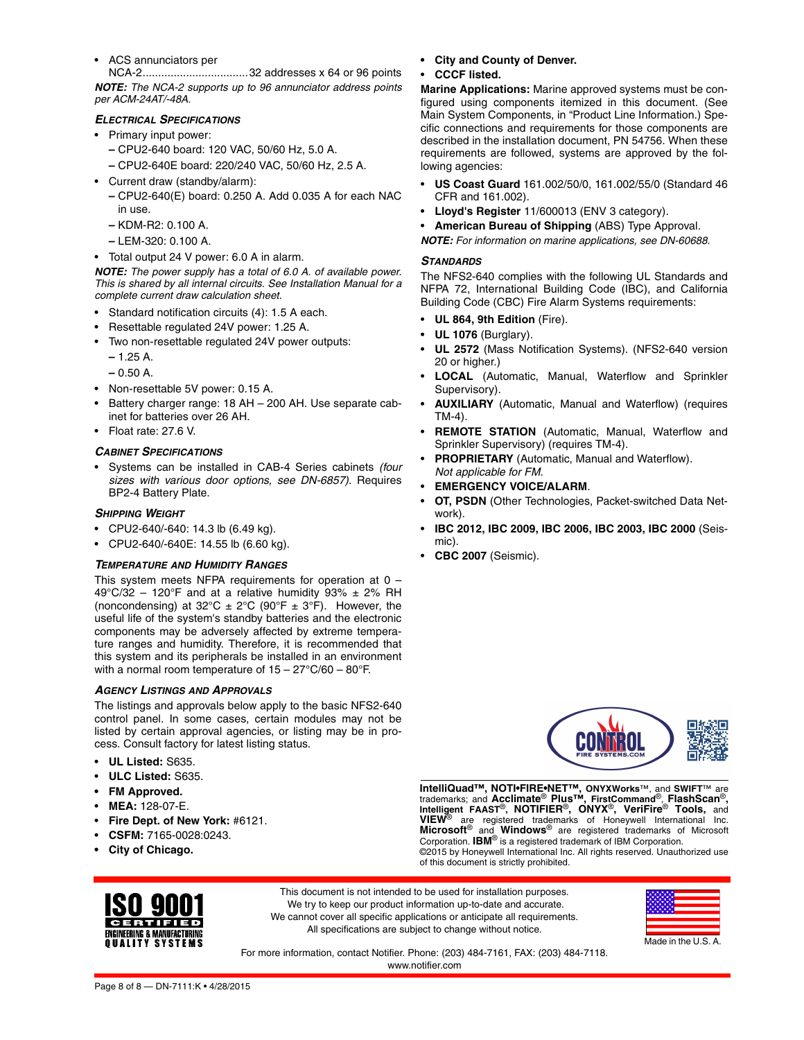- ACS annunciators per NCA-2..................................32 addresses x 64 or 96 points

***NOTE:*** *The NCA-2 supports up to 96 annunciator address points per ACM-24AT/-48A.*

### *ELECTRICAL SPECIFICATIONS*

- Primary input power:
  - CPU2-640 board: 120 VAC, 50/60 Hz, 5.0 A.
  - CPU2-640E board: 220/240 VAC, 50/60 Hz, 2.5 A.
- Current draw (standby/alarm):
  - CPU2-640(E) board: 0.250 A. Add 0.035 A for each NAC in use.
  - KDM-R2: 0.100 A.
  - LEM-320: 0.100 A.
- Total output 24 V power: 6.0 A in alarm.

***NOTE:*** *The power supply has a total of 6.0 A. of available power. This is shared by all internal circuits. See Installation Manual for a complete current draw calculation sheet.*

- Standard notification circuits (4): 1.5 A each.
- Resettable regulated 24V power: 1.25 A.
- Two non-resettable regulated 24V power outputs:
  - 1.25 A.
  - 0.50 A.
- Non-resettable 5V power: 0.15 A.
- Battery charger range: 18 AH – 200 AH. Use separate cabinet for batteries over 26 AH.
- Float rate: 27.6 V.

### *CABINET SPECIFICATIONS*

- Systems can be installed in CAB-4 Series cabinets *(four sizes with various door options, see DN-6857)*. Requires BP2-4 Battery Plate.

### *SHIPPING WEIGHT*

- CPU2-640/-640: 14.3 lb (6.49 kg).
- CPU2-640/-640E: 14.55 lb (6.60 kg).

### *TEMPERATURE AND HUMIDITY RANGES*

This system meets NFPA requirements for operation at 0 – 49°C/32 – 120°F and at a relative humidity 93% ± 2% RH (noncondensing) at 32°C ± 2°C (90°F ± 3°F). However, the useful life of the system's standby batteries and the electronic components may be adversely affected by extreme temperature ranges and humidity. Therefore, it is recommended that this system and its peripherals be installed in an environment with a normal room temperature of 15 – 27°C/60 – 80°F.

### *AGENCY LISTINGS AND APPROVALS*

The listings and approvals below apply to the basic NFS2-640 control panel. In some cases, certain modules may not be listed by certain approval agencies, or listing may be in process. Consult factory for latest listing status.

- **UL Listed:** S635.
- **ULC Listed:** S635.
- **FM Approved.**
- **MEA:** 128-07-E.
- **Fire Dept. of New York:** #6121.
- **CSFM:** 7165-0028:0243.
- **City of Chicago.**
- **City and County of Denver.**
- **CCCF listed.**

**Marine Applications:** Marine approved systems must be configured using components itemized in this document. (See Main System Components, in "Product Line Information.) Specific connections and requirements for those components are described in the installation document, PN 54756. When these requirements are followed, systems are approved by the following agencies:

- **US Coast Guard** 161.002/50/0, 161.002/55/0 (Standard 46 CFR and 161.002).
- **Lloyd's Register** 11/600013 (ENV 3 category).
- **American Bureau of Shipping** (ABS) Type Approval.

***NOTE:*** *For information on marine applications, see DN-60688.*

### *STANDARDS*

The NFS2-640 complies with the following UL Standards and NFPA 72, International Building Code (IBC), and California Building Code (CBC) Fire Alarm Systems requirements:

- **UL 864, 9th Edition** (Fire).
- **UL 1076** (Burglary).
- **UL 2572** (Mass Notification Systems). (NFS2-640 version 20 or higher.)
- **LOCAL** (Automatic, Manual, Waterflow and Sprinkler Supervisory).
- **AUXILIARY** (Automatic, Manual and Waterflow) (requires TM-4).
- **REMOTE STATION** (Automatic, Manual, Waterflow and Sprinkler Supervisory) (requires TM-4).
- **PROPRIETARY** (Automatic, Manual and Waterflow). *Not applicable for FM.*
- **EMERGENCY VOICE/ALARM**.
- **OT, PSDN** (Other Technologies, Packet-switched Data Network).
- **IBC 2012, IBC 2009, IBC 2006, IBC 2003, IBC 2000** (Seismic).
- **CBC 2007** (Seismic).

CONTROL FIRE SYSTEMS.COM

**IntelliQuad™, NOTI•FIRE•NET™, ONYXWorks**™, and **SWIFT**™ are trademarks; and **Acclimate® Plus™, FirstCommand®, FlashScan®, Intelligent FAAST®, NOTIFIER®, ONYX®, VeriFire® Tools,** and **VIEW®** are registered trademarks of Honeywell International Inc. **Microsoft®** and **Windows®** are registered trademarks of Microsoft Corporation. **IBM®** is a registered trademark of IBM Corporation.
©2015 by Honeywell International Inc. All rights reserved. Unauthorized use of this document is strictly prohibited.

ISO 9001 CERTIFIED ENGINEERING & MANUFACTURING QUALITY SYSTEMS

This document is not intended to be used for installation purposes.
We try to keep our product information up-to-date and accurate.
We cannot cover all specific applications or anticipate all requirements.
All specifications are subject to change without notice.

Made in the U.S. A.

For more information, contact Notifier. Phone: (203) 484-7161, FAX: (203) 484-7118.
www.notifier.com